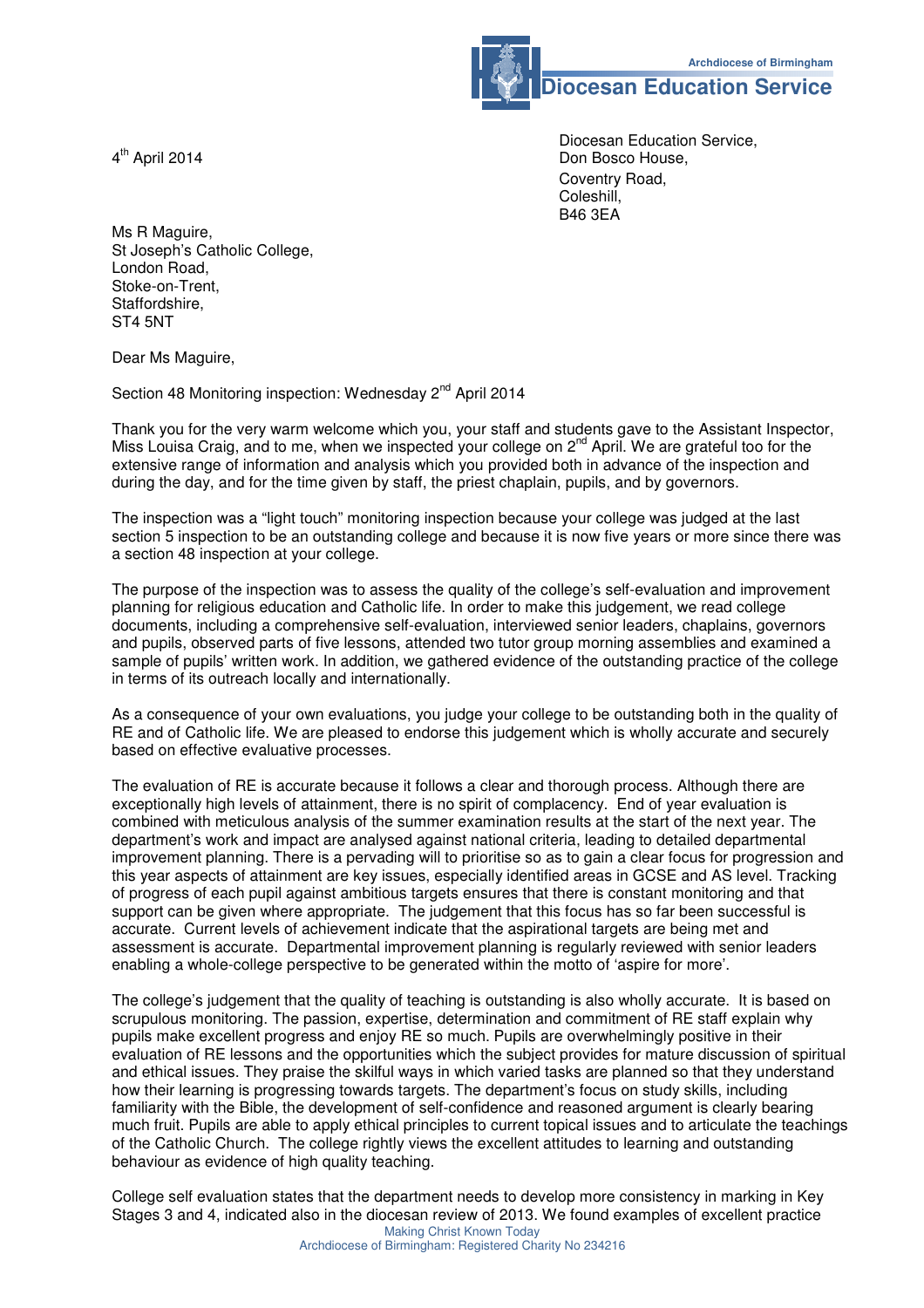Archdiocese of Birmingham

**Diocesan Education Service**

4th April 2014

Diocesan Education Service,
Don Bosco House,
Coventry Road,
Coleshill,
B46 3EA

Ms R Maguire,
St Joseph's Catholic College,
London Road,
Stoke-on-Trent,
Staffordshire,
ST4 5NT

Dear Ms Maguire,

Section 48 Monitoring inspection: Wednesday 2nd April 2014

Thank you for the very warm welcome which you, your staff and students gave to the Assistant Inspector, Miss Louisa Craig, and to me, when we inspected your college on 2nd April. We are grateful too for the extensive range of information and analysis which you provided both in advance of the inspection and during the day, and for the time given by staff, the priest chaplain, pupils, and by governors.

The inspection was a "light touch" monitoring inspection because your college was judged at the last section 5 inspection to be an outstanding college and because it is now five years or more since there was a section 48 inspection at your college.

The purpose of the inspection was to assess the quality of the college's self-evaluation and improvement planning for religious education and Catholic life. In order to make this judgement, we read college documents, including a comprehensive self-evaluation, interviewed senior leaders, chaplains, governors and pupils, observed parts of five lessons, attended two tutor group morning assemblies and examined a sample of pupils' written work. In addition, we gathered evidence of the outstanding practice of the college in terms of its outreach locally and internationally.

As a consequence of your own evaluations, you judge your college to be outstanding both in the quality of RE and of Catholic life. We are pleased to endorse this judgement which is wholly accurate and securely based on effective evaluative processes.

The evaluation of RE is accurate because it follows a clear and thorough process. Although there are exceptionally high levels of attainment, there is no spirit of complacency. End of year evaluation is combined with meticulous analysis of the summer examination results at the start of the next year. The department's work and impact are analysed against national criteria, leading to detailed departmental improvement planning. There is a pervading will to prioritise so as to gain a clear focus for progression and this year aspects of attainment are key issues, especially identified areas in GCSE and AS level. Tracking of progress of each pupil against ambitious targets ensures that there is constant monitoring and that support can be given where appropriate. The judgement that this focus has so far been successful is accurate. Current levels of achievement indicate that the aspirational targets are being met and assessment is accurate. Departmental improvement planning is regularly reviewed with senior leaders enabling a whole-college perspective to be generated within the motto of 'aspire for more'.

The college's judgement that the quality of teaching is outstanding is also wholly accurate. It is based on scrupulous monitoring. The passion, expertise, determination and commitment of RE staff explain why pupils make excellent progress and enjoy RE so much. Pupils are overwhelmingly positive in their evaluation of RE lessons and the opportunities which the subject provides for mature discussion of spiritual and ethical issues. They praise the skilful ways in which varied tasks are planned so that they understand how their learning is progressing towards targets. The department's focus on study skills, including familiarity with the Bible, the development of self-confidence and reasoned argument is clearly bearing much fruit. Pupils are able to apply ethical principles to current topical issues and to articulate the teachings of the Catholic Church. The college rightly views the excellent attitudes to learning and outstanding behaviour as evidence of high quality teaching.

College self evaluation states that the department needs to develop more consistency in marking in Key Stages 3 and 4, indicated also in the diocesan review of 2013. We found examples of excellent practice

Making Christ Known Today
Archdiocese of Birmingham: Registered Charity No 234216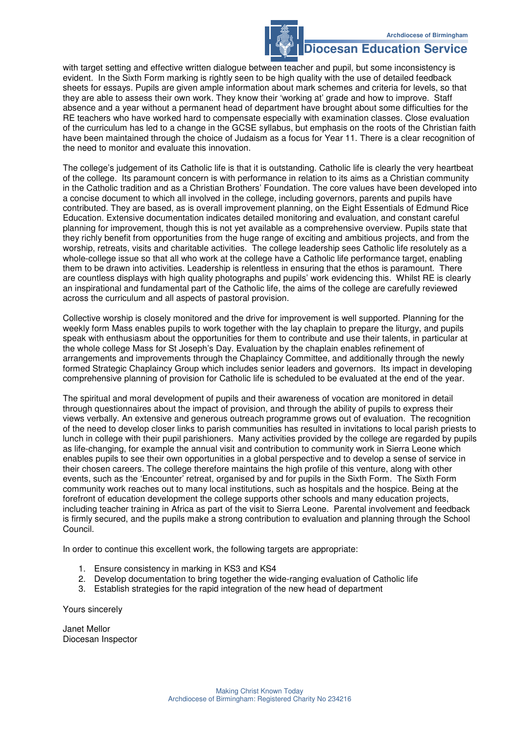with target setting and effective written dialogue between teacher and pupil, but some inconsistency is evident. In the Sixth Form marking is rightly seen to be high quality with the use of detailed feedback sheets for essays. Pupils are given ample information about mark schemes and criteria for levels, so that they are able to assess their own work. They know their 'working at' grade and how to improve. Staff absence and a year without a permanent head of department have brought about some difficulties for the RE teachers who have worked hard to compensate especially with examination classes. Close evaluation of the curriculum has led to a change in the GCSE syllabus, but emphasis on the roots of the Christian faith have been maintained through the choice of Judaism as a focus for Year 11. There is a clear recognition of the need to monitor and evaluate this innovation.

The college's judgement of its Catholic life is that it is outstanding. Catholic life is clearly the very heartbeat of the college. Its paramount concern is with performance in relation to its aims as a Christian community in the Catholic tradition and as a Christian Brothers' Foundation. The core values have been developed into a concise document to which all involved in the college, including governors, parents and pupils have contributed. They are based, as is overall improvement planning, on the Eight Essentials of Edmund Rice Education. Extensive documentation indicates detailed monitoring and evaluation, and constant careful planning for improvement, though this is not yet available as a comprehensive overview. Pupils state that they richly benefit from opportunities from the huge range of exciting and ambitious projects, and from the worship, retreats, visits and charitable activities. The college leadership sees Catholic life resolutely as a whole-college issue so that all who work at the college have a Catholic life performance target, enabling them to be drawn into activities. Leadership is relentless in ensuring that the ethos is paramount. There are countless displays with high quality photographs and pupils' work evidencing this. Whilst RE is clearly an inspirational and fundamental part of the Catholic life, the aims of the college are carefully reviewed across the curriculum and all aspects of pastoral provision.

Collective worship is closely monitored and the drive for improvement is well supported. Planning for the weekly form Mass enables pupils to work together with the lay chaplain to prepare the liturgy, and pupils speak with enthusiasm about the opportunities for them to contribute and use their talents, in particular at the whole college Mass for St Joseph's Day. Evaluation by the chaplain enables refinement of arrangements and improvements through the Chaplaincy Committee, and additionally through the newly formed Strategic Chaplaincy Group which includes senior leaders and governors. Its impact in developing comprehensive planning of provision for Catholic life is scheduled to be evaluated at the end of the year.

The spiritual and moral development of pupils and their awareness of vocation are monitored in detail through questionnaires about the impact of provision, and through the ability of pupils to express their views verbally. An extensive and generous outreach programme grows out of evaluation. The recognition of the need to develop closer links to parish communities has resulted in invitations to local parish priests to lunch in college with their pupil parishioners. Many activities provided by the college are regarded by pupils as life-changing, for example the annual visit and contribution to community work in Sierra Leone which enables pupils to see their own opportunities in a global perspective and to develop a sense of service in their chosen careers. The college therefore maintains the high profile of this venture, along with other events, such as the 'Encounter' retreat, organised by and for pupils in the Sixth Form. The Sixth Form community work reaches out to many local institutions, such as hospitals and the hospice. Being at the forefront of education development the college supports other schools and many education projects, including teacher training in Africa as part of the visit to Sierra Leone. Parental involvement and feedback is firmly secured, and the pupils make a strong contribution to evaluation and planning through the School Council.

In order to continue this excellent work, the following targets are appropriate:

1. Ensure consistency in marking in KS3 and KS4
2. Develop documentation to bring together the wide-ranging evaluation of Catholic life
3. Establish strategies for the rapid integration of the new head of department

Yours sincerely

Janet Mellor  
Diocesan Inspector